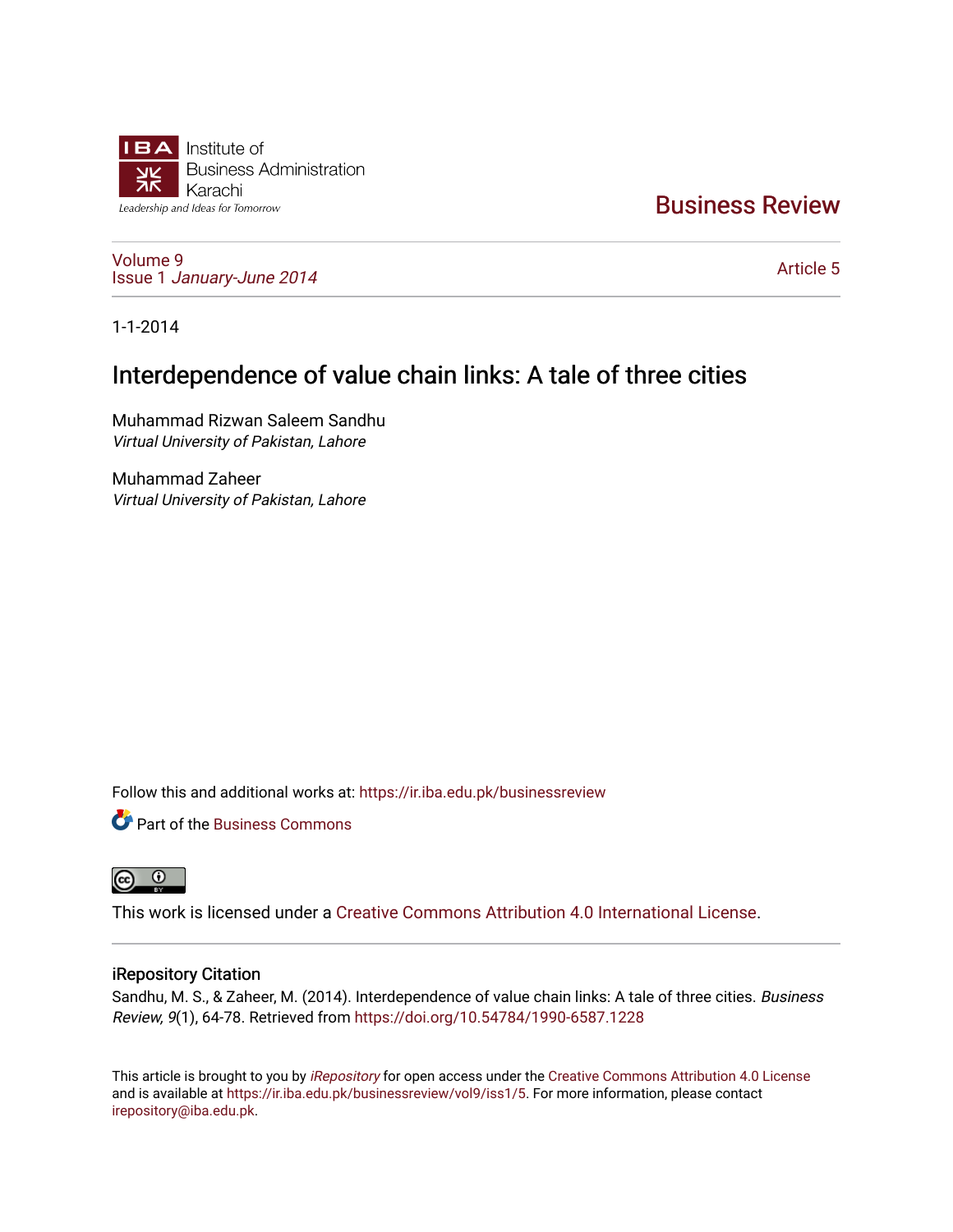Institute of
Business Administration
Karachi
Leadership and Ideas for Tomorrow

Business Review

Volume 9
Issue 1 *January-June 2014*

Article 5

1-1-2014

# Interdependence of value chain links: A tale of three cities

Muhammad Rizwan Saleem Sandhu
*Virtual University of Pakistan, Lahore*

Muhammad Zaheer
*Virtual University of Pakistan, Lahore*

Follow this and additional works at: https://ir.iba.edu.pk/businessreview

Part of the Business Commons

This work is licensed under a Creative Commons Attribution 4.0 International License.

## iRepository Citation

Sandhu, M. S., & Zaheer, M. (2014). Interdependence of value chain links: A tale of three cities. *Business Review, 9*(1), 64-78. Retrieved from https://doi.org/10.54784/1990-6587.1228

This article is brought to you by *iRepository* for open access under the Creative Commons Attribution 4.0 License and is available at https://ir.iba.edu.pk/businessreview/vol9/iss1/5. For more information, please contact irepository@iba.edu.pk.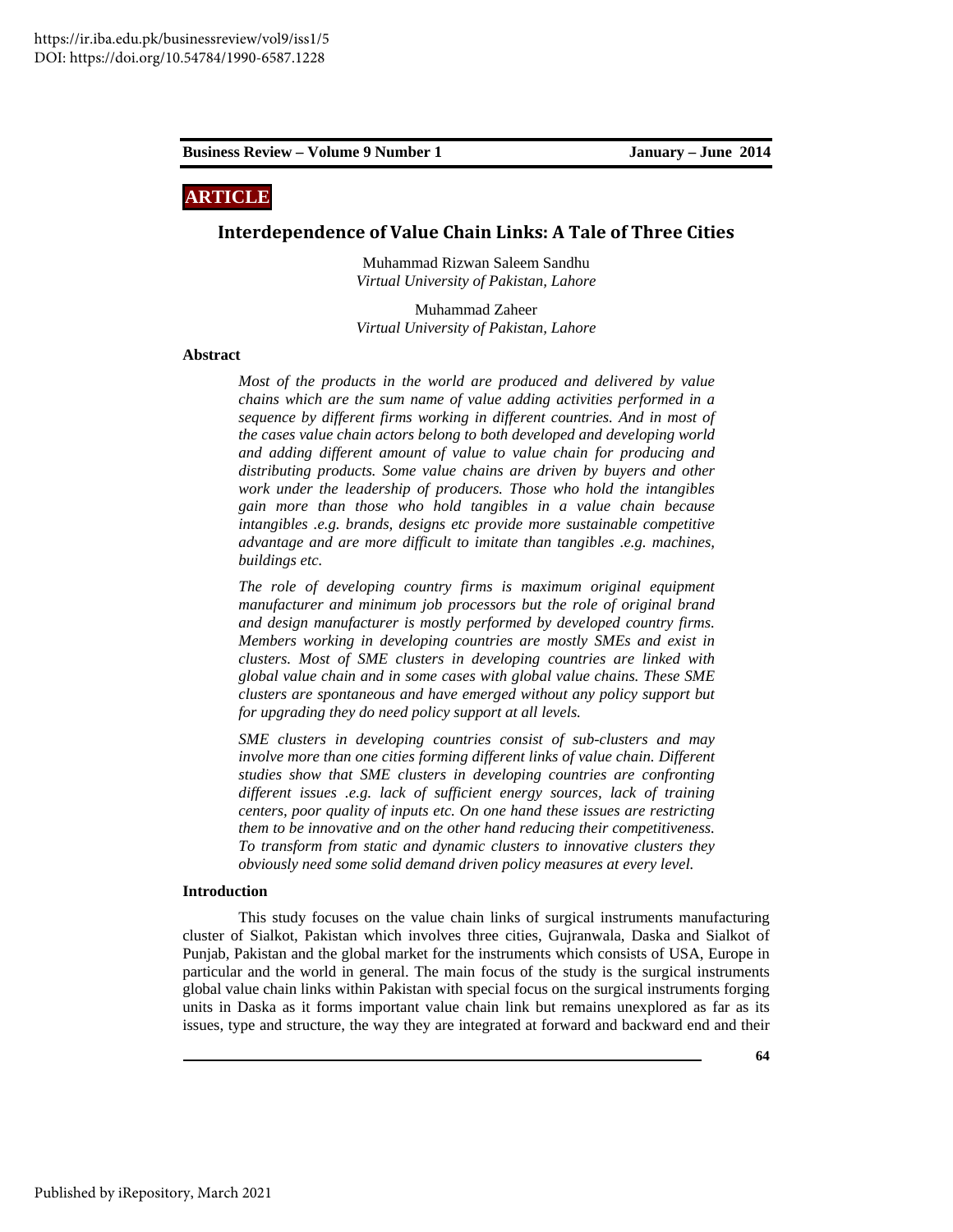https://ir.iba.edu.pk/businessreview/vol9/iss1/5
DOI: https://doi.org/10.54784/1990-6587.1228

**ARTICLE**

## Interdependence of Value Chain Links: A Tale of Three Cities

Muhammad Rizwan Saleem Sandhu
*Virtual University of Pakistan, Lahore*

Muhammad Zaheer
*Virtual University of Pakistan, Lahore*

### Abstract

*Most of the products in the world are produced and delivered by value chains which are the sum name of value adding activities performed in a sequence by different firms working in different countries. And in most of the cases value chain actors belong to both developed and developing world and adding different amount of value to value chain for producing and distributing products. Some value chains are driven by buyers and other work under the leadership of producers. Those who hold the intangibles gain more than those who hold tangibles in a value chain because intangibles .e.g. brands, designs etc provide more sustainable competitive advantage and are more difficult to imitate than tangibles .e.g. machines, buildings etc.*

*The role of developing country firms is maximum original equipment manufacturer and minimum job processors but the role of original brand and design manufacturer is mostly performed by developed country firms. Members working in developing countries are mostly SMEs and exist in clusters. Most of SME clusters in developing countries are linked with global value chain and in some cases with global value chains. These SME clusters are spontaneous and have emerged without any policy support but for upgrading they do need policy support at all levels.*

*SME clusters in developing countries consist of sub-clusters and may involve more than one cities forming different links of value chain. Different studies show that SME clusters in developing countries are confronting different issues .e.g. lack of sufficient energy sources, lack of training centers, poor quality of inputs etc. On one hand these issues are restricting them to be innovative and on the other hand reducing their competitiveness. To transform from static and dynamic clusters to innovative clusters they obviously need some solid demand driven policy measures at every level.*

### Introduction

This study focuses on the value chain links of surgical instruments manufacturing cluster of Sialkot, Pakistan which involves three cities, Gujranwala, Daska and Sialkot of Punjab, Pakistan and the global market for the instruments which consists of USA, Europe in particular and the world in general. The main focus of the study is the surgical instruments global value chain links within Pakistan with special focus on the surgical instruments forging units in Daska as it forms important value chain link but remains unexplored as far as its issues, type and structure, the way they are integrated at forward and backward end and their

Published by iRepository, March 2021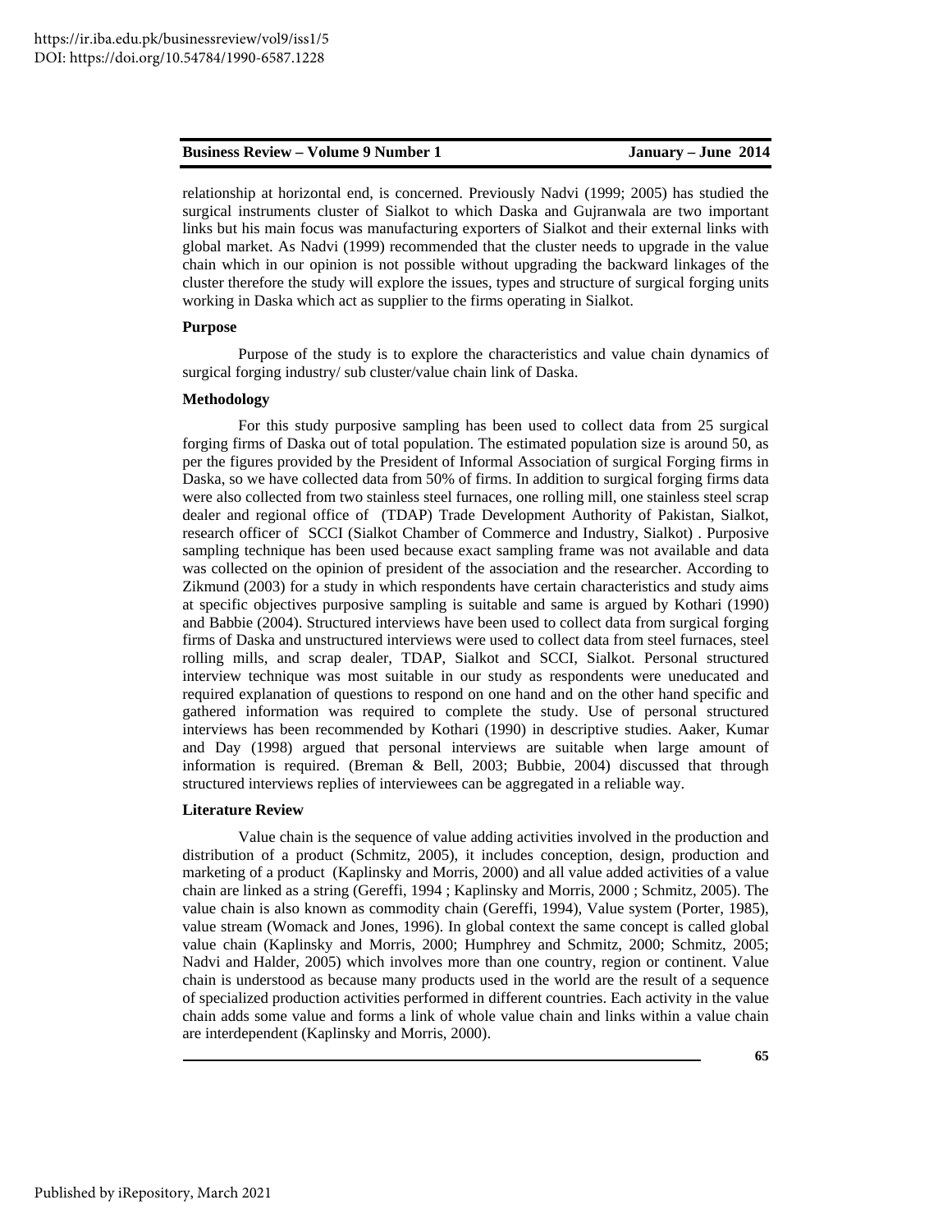relationship at horizontal end, is concerned. Previously Nadvi (1999; 2005) has studied the surgical instruments cluster of Sialkot to which Daska and Gujranwala are two important links but his main focus was manufacturing exporters of Sialkot and their external links with global market. As Nadvi (1999) recommended that the cluster needs to upgrade in the value chain which in our opinion is not possible without upgrading the backward linkages of the cluster therefore the study will explore the issues, types and structure of surgical forging units working in Daska which act as supplier to the firms operating in Sialkot.

**Purpose**

Purpose of the study is to explore the characteristics and value chain dynamics of surgical forging industry/ sub cluster/value chain link of Daska.

**Methodology**

For this study purposive sampling has been used to collect data from 25 surgical forging firms of Daska out of total population. The estimated population size is around 50, as per the figures provided by the President of Informal Association of surgical Forging firms in Daska, so we have collected data from 50% of firms. In addition to surgical forging firms data were also collected from two stainless steel furnaces, one rolling mill, one stainless steel scrap dealer and regional office of (TDAP) Trade Development Authority of Pakistan, Sialkot, research officer of SCCI (Sialkot Chamber of Commerce and Industry, Sialkot) . Purposive sampling technique has been used because exact sampling frame was not available and data was collected on the opinion of president of the association and the researcher. According to Zikmund (2003) for a study in which respondents have certain characteristics and study aims at specific objectives purposive sampling is suitable and same is argued by Kothari (1990) and Babbie (2004). Structured interviews have been used to collect data from surgical forging firms of Daska and unstructured interviews were used to collect data from steel furnaces, steel rolling mills, and scrap dealer, TDAP, Sialkot and SCCI, Sialkot. Personal structured interview technique was most suitable in our study as respondents were uneducated and required explanation of questions to respond on one hand and on the other hand specific and gathered information was required to complete the study. Use of personal structured interviews has been recommended by Kothari (1990) in descriptive studies. Aaker, Kumar and Day (1998) argued that personal interviews are suitable when large amount of information is required. (Breman & Bell, 2003; Bubbie, 2004) discussed that through structured interviews replies of interviewees can be aggregated in a reliable way.

**Literature Review**

Value chain is the sequence of value adding activities involved in the production and distribution of a product (Schmitz, 2005), it includes conception, design, production and marketing of a product (Kaplinsky and Morris, 2000) and all value added activities of a value chain are linked as a string (Gereffi, 1994 ; Kaplinsky and Morris, 2000 ; Schmitz, 2005). The value chain is also known as commodity chain (Gereffi, 1994), Value system (Porter, 1985), value stream (Womack and Jones, 1996). In global context the same concept is called global value chain (Kaplinsky and Morris, 2000; Humphrey and Schmitz, 2000; Schmitz, 2005; Nadvi and Halder, 2005) which involves more than one country, region or continent. Value chain is understood as because many products used in the world are the result of a sequence of specialized production activities performed in different countries. Each activity in the value chain adds some value and forms a link of whole value chain and links within a value chain are interdependent (Kaplinsky and Morris, 2000).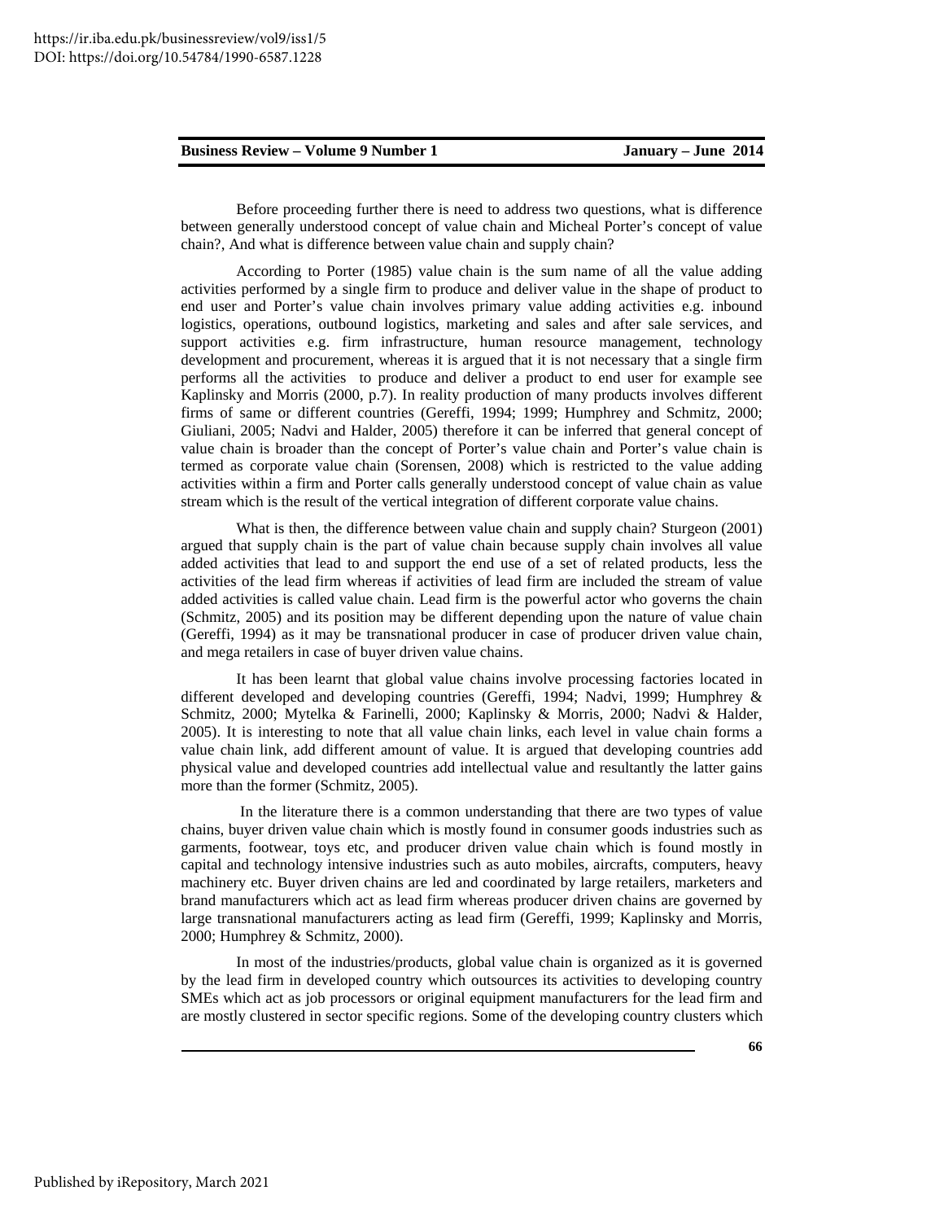Before proceeding further there is need to address two questions, what is difference between generally understood concept of value chain and Micheal Porter's concept of value chain?, And what is difference between value chain and supply chain?

According to Porter (1985) value chain is the sum name of all the value adding activities performed by a single firm to produce and deliver value in the shape of product to end user and Porter's value chain involves primary value adding activities e.g. inbound logistics, operations, outbound logistics, marketing and sales and after sale services, and support activities e.g. firm infrastructure, human resource management, technology development and procurement, whereas it is argued that it is not necessary that a single firm performs all the activities to produce and deliver a product to end user for example see Kaplinsky and Morris (2000, p.7). In reality production of many products involves different firms of same or different countries (Gereffi, 1994; 1999; Humphrey and Schmitz, 2000; Giuliani, 2005; Nadvi and Halder, 2005) therefore it can be inferred that general concept of value chain is broader than the concept of Porter's value chain and Porter's value chain is termed as corporate value chain (Sorensen, 2008) which is restricted to the value adding activities within a firm and Porter calls generally understood concept of value chain as value stream which is the result of the vertical integration of different corporate value chains.

What is then, the difference between value chain and supply chain? Sturgeon (2001) argued that supply chain is the part of value chain because supply chain involves all value added activities that lead to and support the end use of a set of related products, less the activities of the lead firm whereas if activities of lead firm are included the stream of value added activities is called value chain. Lead firm is the powerful actor who governs the chain (Schmitz, 2005) and its position may be different depending upon the nature of value chain (Gereffi, 1994) as it may be transnational producer in case of producer driven value chain, and mega retailers in case of buyer driven value chains.

It has been learnt that global value chains involve processing factories located in different developed and developing countries (Gereffi, 1994; Nadvi, 1999; Humphrey & Schmitz, 2000; Mytelka & Farinelli, 2000; Kaplinsky & Morris, 2000; Nadvi & Halder, 2005). It is interesting to note that all value chain links, each level in value chain forms a value chain link, add different amount of value. It is argued that developing countries add physical value and developed countries add intellectual value and resultantly the latter gains more than the former (Schmitz, 2005).

In the literature there is a common understanding that there are two types of value chains, buyer driven value chain which is mostly found in consumer goods industries such as garments, footwear, toys etc, and producer driven value chain which is found mostly in capital and technology intensive industries such as auto mobiles, aircrafts, computers, heavy machinery etc. Buyer driven chains are led and coordinated by large retailers, marketers and brand manufacturers which act as lead firm whereas producer driven chains are governed by large transnational manufacturers acting as lead firm (Gereffi, 1999; Kaplinsky and Morris, 2000; Humphrey & Schmitz, 2000).

In most of the industries/products, global value chain is organized as it is governed by the lead firm in developed country which outsources its activities to developing country SMEs which act as job processors or original equipment manufacturers for the lead firm and are mostly clustered in sector specific regions. Some of the developing country clusters which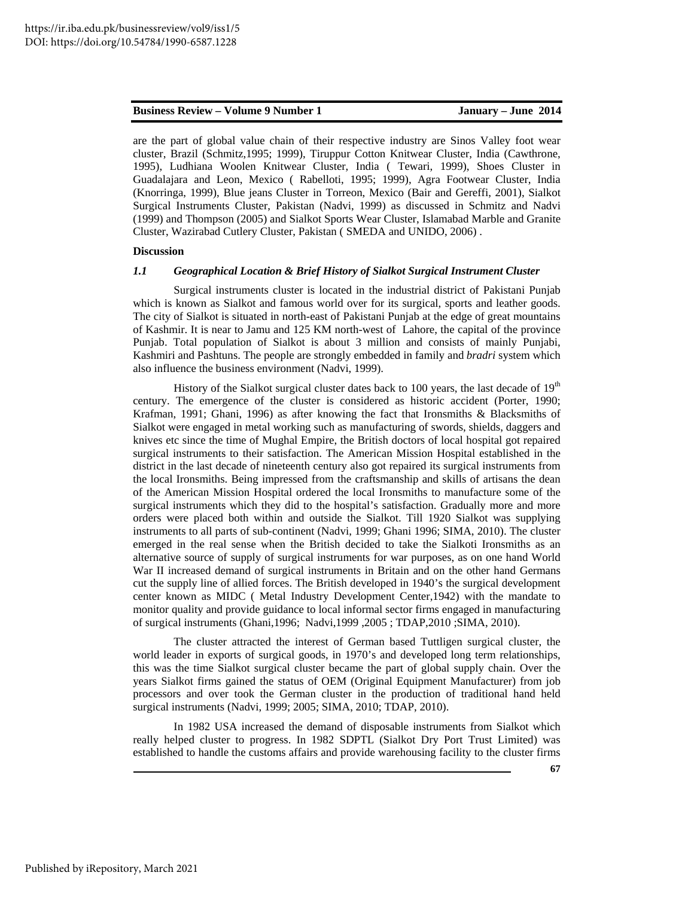are the part of global value chain of their respective industry are Sinos Valley foot wear cluster, Brazil (Schmitz,1995; 1999), Tiruppur Cotton Knitwear Cluster, India (Cawthrone, 1995), Ludhiana Woolen Knitwear Cluster, India ( Tewari, 1999), Shoes Cluster in Guadalajara and Leon, Mexico ( Rabelloti, 1995; 1999), Agra Footwear Cluster, India (Knorringa, 1999), Blue jeans Cluster in Torreon, Mexico (Bair and Gereffi, 2001), Sialkot Surgical Instruments Cluster, Pakistan (Nadvi, 1999) as discussed in Schmitz and Nadvi (1999) and Thompson (2005) and Sialkot Sports Wear Cluster, Islamabad Marble and Granite Cluster, Wazirabad Cutlery Cluster, Pakistan ( SMEDA and UNIDO, 2006) .

**Discussion**

### *1.1 Geographical Location & Brief History of Sialkot Surgical Instrument Cluster*

Surgical instruments cluster is located in the industrial district of Pakistani Punjab which is known as Sialkot and famous world over for its surgical, sports and leather goods. The city of Sialkot is situated in north-east of Pakistani Punjab at the edge of great mountains of Kashmir. It is near to Jamu and 125 KM north-west of Lahore, the capital of the province Punjab. Total population of Sialkot is about 3 million and consists of mainly Punjabi, Kashmiri and Pashtuns. The people are strongly embedded in family and *bradri* system which also influence the business environment (Nadvi, 1999).

History of the Sialkot surgical cluster dates back to 100 years, the last decade of 19th century. The emergence of the cluster is considered as historic accident (Porter, 1990; Krafman, 1991; Ghani, 1996) as after knowing the fact that Ironsmiths & Blacksmiths of Sialkot were engaged in metal working such as manufacturing of swords, shields, daggers and knives etc since the time of Mughal Empire, the British doctors of local hospital got repaired surgical instruments to their satisfaction. The American Mission Hospital established in the district in the last decade of nineteenth century also got repaired its surgical instruments from the local Ironsmiths. Being impressed from the craftsmanship and skills of artisans the dean of the American Mission Hospital ordered the local Ironsmiths to manufacture some of the surgical instruments which they did to the hospital's satisfaction. Gradually more and more orders were placed both within and outside the Sialkot. Till 1920 Sialkot was supplying instruments to all parts of sub-continent (Nadvi, 1999; Ghani 1996; SIMA, 2010). The cluster emerged in the real sense when the British decided to take the Sialkoti Ironsmiths as an alternative source of supply of surgical instruments for war purposes, as on one hand World War II increased demand of surgical instruments in Britain and on the other hand Germans cut the supply line of allied forces. The British developed in 1940's the surgical development center known as MIDC ( Metal Industry Development Center,1942) with the mandate to monitor quality and provide guidance to local informal sector firms engaged in manufacturing of surgical instruments (Ghani,1996; Nadvi,1999 ,2005 ; TDAP,2010 ;SIMA, 2010).

The cluster attracted the interest of German based Tuttligen surgical cluster, the world leader in exports of surgical goods, in 1970's and developed long term relationships, this was the time Sialkot surgical cluster became the part of global supply chain. Over the years Sialkot firms gained the status of OEM (Original Equipment Manufacturer) from job processors and over took the German cluster in the production of traditional hand held surgical instruments (Nadvi, 1999; 2005; SIMA, 2010; TDAP, 2010).

In 1982 USA increased the demand of disposable instruments from Sialkot which really helped cluster to progress. In 1982 SDPTL (Sialkot Dry Port Trust Limited) was established to handle the customs affairs and provide warehousing facility to the cluster firms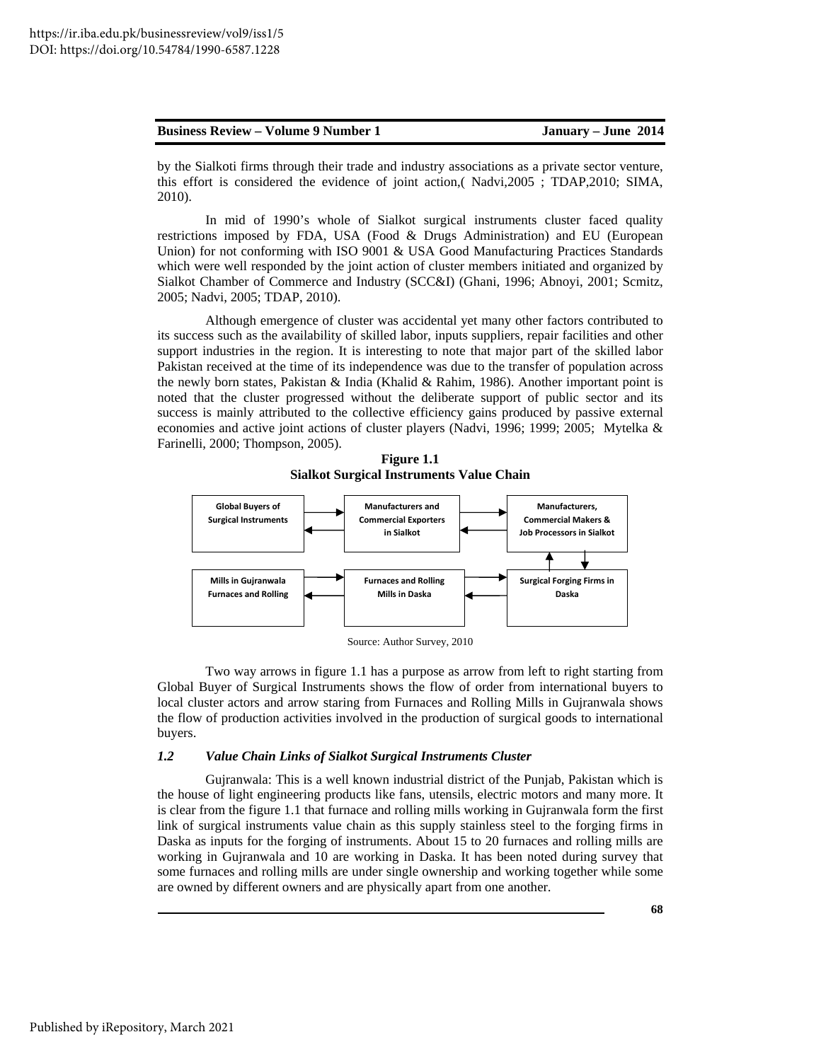by the Sialkoti firms through their trade and industry associations as a private sector venture, this effort is considered the evidence of joint action,( Nadvi,2005 ; TDAP,2010; SIMA, 2010).

In mid of 1990's whole of Sialkot surgical instruments cluster faced quality restrictions imposed by FDA, USA (Food & Drugs Administration) and EU (European Union) for not conforming with ISO 9001 & USA Good Manufacturing Practices Standards which were well responded by the joint action of cluster members initiated and organized by Sialkot Chamber of Commerce and Industry (SCC&I) (Ghani, 1996; Abnoyi, 2001; Scmitz, 2005; Nadvi, 2005; TDAP, 2010).

Although emergence of cluster was accidental yet many other factors contributed to its success such as the availability of skilled labor, inputs suppliers, repair facilities and other support industries in the region. It is interesting to note that major part of the skilled labor Pakistan received at the time of its independence was due to the transfer of population across the newly born states, Pakistan & India (Khalid & Rahim, 1986). Another important point is noted that the cluster progressed without the deliberate support of public sector and its success is mainly attributed to the collective efficiency gains produced by passive external economies and active joint actions of cluster players (Nadvi, 1996; 1999; 2005; Mytelka & Farinelli, 2000; Thompson, 2005).

**Figure 1.1**
**Sialkot Surgical Instruments Value Chain**

| Global Buyers of Surgical Instruments | ⇄ | Manufacturers and Commercial Exporters in Sialkot | ⇄ | Manufacturers, Commercial Makers & Job Processors in Sialkot |
|---|---|---|---|---|
| | | | | ⇅ |
| Mills in Gujranwala Furnaces and Rolling | ⇄ | Furnaces and Rolling Mills in Daska | ⇄ | Surgical Forging Firms in Daska |

Source: Author Survey, 2010

Two way arrows in figure 1.1 has a purpose as arrow from left to right starting from Global Buyer of Surgical Instruments shows the flow of order from international buyers to local cluster actors and arrow staring from Furnaces and Rolling Mills in Gujranwala shows the flow of production activities involved in the production of surgical goods to international buyers.

### *1.2 Value Chain Links of Sialkot Surgical Instruments Cluster*

Gujranwala: This is a well known industrial district of the Punjab, Pakistan which is the house of light engineering products like fans, utensils, electric motors and many more. It is clear from the figure 1.1 that furnace and rolling mills working in Gujranwala form the first link of surgical instruments value chain as this supply stainless steel to the forging firms in Daska as inputs for the forging of instruments. About 15 to 20 furnaces and rolling mills are working in Gujranwala and 10 are working in Daska. It has been noted during survey that some furnaces and rolling mills are under single ownership and working together while some are owned by different owners and are physically apart from one another.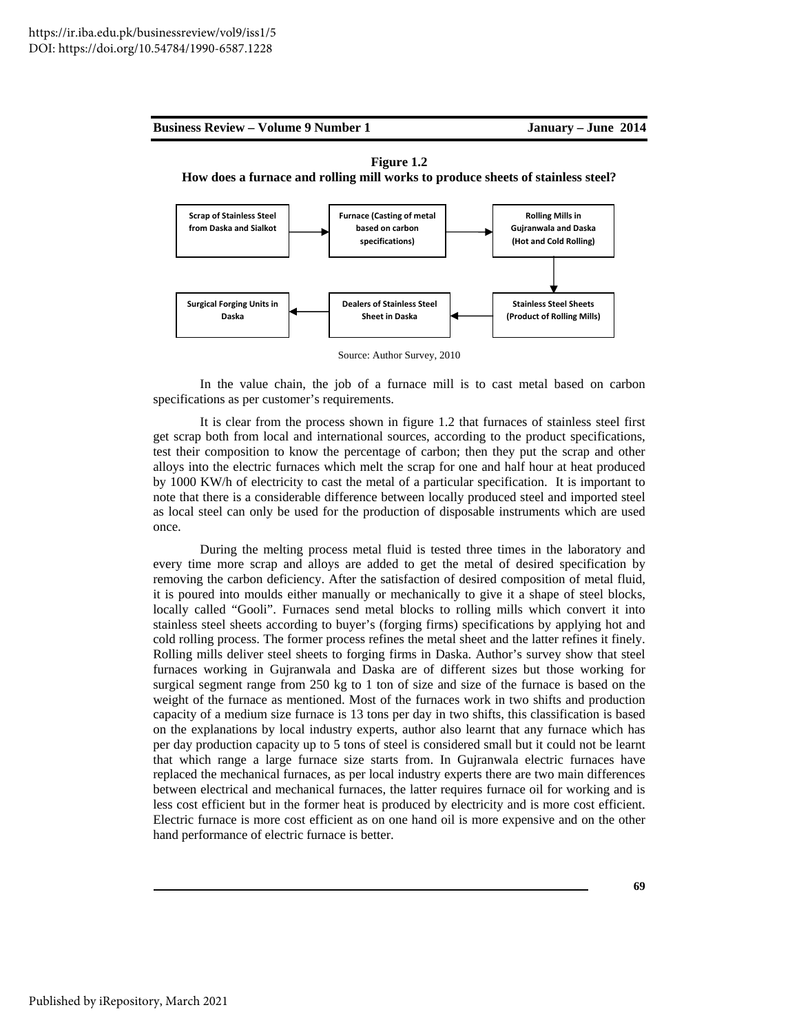**Figure 1.2**

**How does a furnace and rolling mill works to produce sheets of stainless steel?**

Scrap of Stainless Steel from Daska and Sialkot → Furnace (Casting of metal based on carbon specifications) → Rolling Mills in Gujranwala and Daska (Hot and Cold Rolling) → Stainless Steel Sheets (Product of Rolling Mills) → Dealers of Stainless Steel Sheet in Daska → Surgical Forging Units in Daska

Source: Author Survey, 2010

In the value chain, the job of a furnace mill is to cast metal based on carbon specifications as per customer's requirements.

It is clear from the process shown in figure 1.2 that furnaces of stainless steel first get scrap both from local and international sources, according to the product specifications, test their composition to know the percentage of carbon; then they put the scrap and other alloys into the electric furnaces which melt the scrap for one and half hour at heat produced by 1000 KW/h of electricity to cast the metal of a particular specification. It is important to note that there is a considerable difference between locally produced steel and imported steel as local steel can only be used for the production of disposable instruments which are used once.

During the melting process metal fluid is tested three times in the laboratory and every time more scrap and alloys are added to get the metal of desired specification by removing the carbon deficiency. After the satisfaction of desired composition of metal fluid, it is poured into moulds either manually or mechanically to give it a shape of steel blocks, locally called "Gooli". Furnaces send metal blocks to rolling mills which convert it into stainless steel sheets according to buyer's (forging firms) specifications by applying hot and cold rolling process. The former process refines the metal sheet and the latter refines it finely. Rolling mills deliver steel sheets to forging firms in Daska. Author's survey show that steel furnaces working in Gujranwala and Daska are of different sizes but those working for surgical segment range from 250 kg to 1 ton of size and size of the furnace is based on the weight of the furnace as mentioned. Most of the furnaces work in two shifts and production capacity of a medium size furnace is 13 tons per day in two shifts, this classification is based on the explanations by local industry experts, author also learnt that any furnace which has per day production capacity up to 5 tons of steel is considered small but it could not be learnt that which range a large furnace size starts from. In Gujranwala electric furnaces have replaced the mechanical furnaces, as per local industry experts there are two main differences between electrical and mechanical furnaces, the latter requires furnace oil for working and is less cost efficient but in the former heat is produced by electricity and is more cost efficient. Electric furnace is more cost efficient as on one hand oil is more expensive and on the other hand performance of electric furnace is better.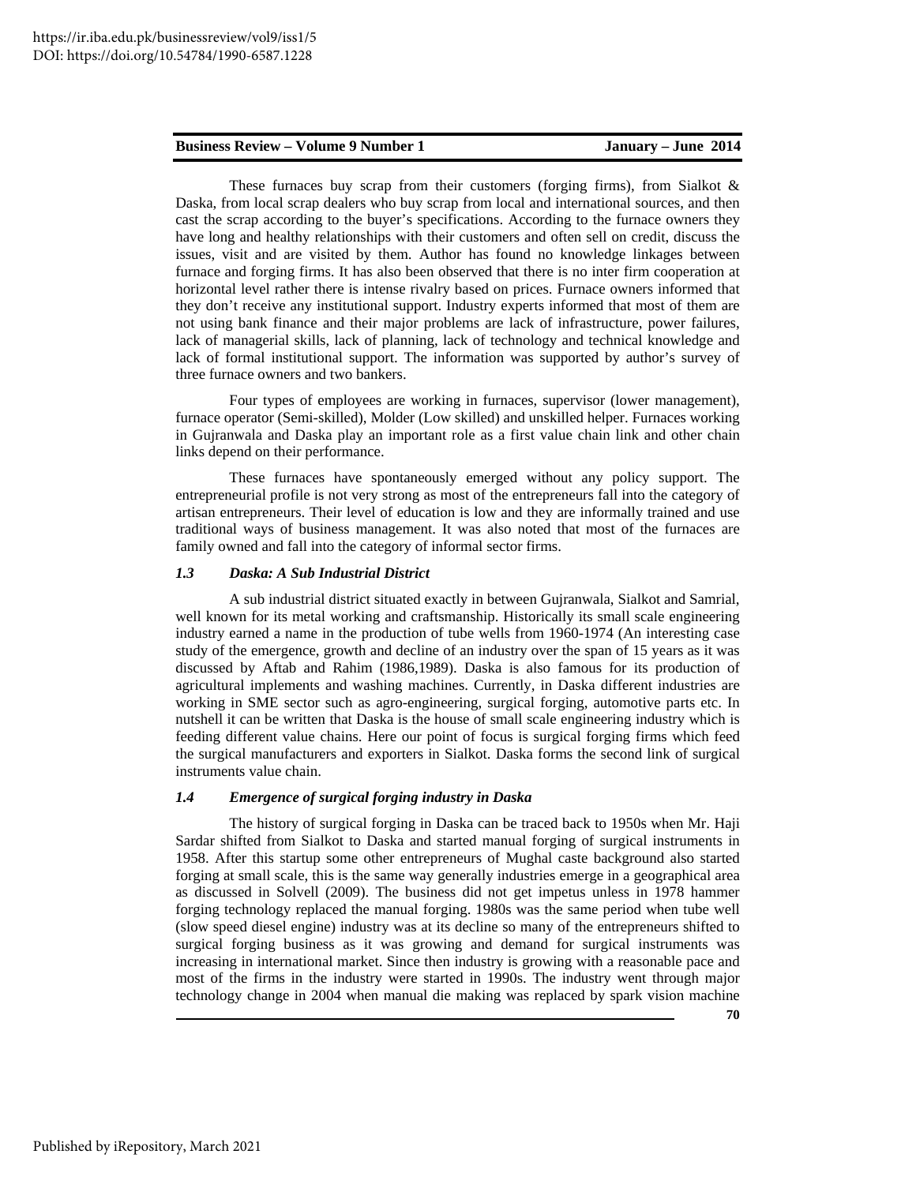These furnaces buy scrap from their customers (forging firms), from Sialkot & Daska, from local scrap dealers who buy scrap from local and international sources, and then cast the scrap according to the buyer's specifications. According to the furnace owners they have long and healthy relationships with their customers and often sell on credit, discuss the issues, visit and are visited by them. Author has found no knowledge linkages between furnace and forging firms. It has also been observed that there is no inter firm cooperation at horizontal level rather there is intense rivalry based on prices. Furnace owners informed that they don't receive any institutional support. Industry experts informed that most of them are not using bank finance and their major problems are lack of infrastructure, power failures, lack of managerial skills, lack of planning, lack of technology and technical knowledge and lack of formal institutional support. The information was supported by author's survey of three furnace owners and two bankers.

Four types of employees are working in furnaces, supervisor (lower management), furnace operator (Semi-skilled), Molder (Low skilled) and unskilled helper. Furnaces working in Gujranwala and Daska play an important role as a first value chain link and other chain links depend on their performance.

These furnaces have spontaneously emerged without any policy support. The entrepreneurial profile is not very strong as most of the entrepreneurs fall into the category of artisan entrepreneurs. Their level of education is low and they are informally trained and use traditional ways of business management. It was also noted that most of the furnaces are family owned and fall into the category of informal sector firms.

### *1.3 Daska: A Sub Industrial District*

A sub industrial district situated exactly in between Gujranwala, Sialkot and Samrial, well known for its metal working and craftsmanship. Historically its small scale engineering industry earned a name in the production of tube wells from 1960-1974 (An interesting case study of the emergence, growth and decline of an industry over the span of 15 years as it was discussed by Aftab and Rahim (1986,1989). Daska is also famous for its production of agricultural implements and washing machines. Currently, in Daska different industries are working in SME sector such as agro-engineering, surgical forging, automotive parts etc. In nutshell it can be written that Daska is the house of small scale engineering industry which is feeding different value chains. Here our point of focus is surgical forging firms which feed the surgical manufacturers and exporters in Sialkot. Daska forms the second link of surgical instruments value chain.

### *1.4 Emergence of surgical forging industry in Daska*

The history of surgical forging in Daska can be traced back to 1950s when Mr. Haji Sardar shifted from Sialkot to Daska and started manual forging of surgical instruments in 1958. After this startup some other entrepreneurs of Mughal caste background also started forging at small scale, this is the same way generally industries emerge in a geographical area as discussed in Solvell (2009). The business did not get impetus unless in 1978 hammer forging technology replaced the manual forging. 1980s was the same period when tube well (slow speed diesel engine) industry was at its decline so many of the entrepreneurs shifted to surgical forging business as it was growing and demand for surgical instruments was increasing in international market. Since then industry is growing with a reasonable pace and most of the firms in the industry were started in 1990s. The industry went through major technology change in 2004 when manual die making was replaced by spark vision machine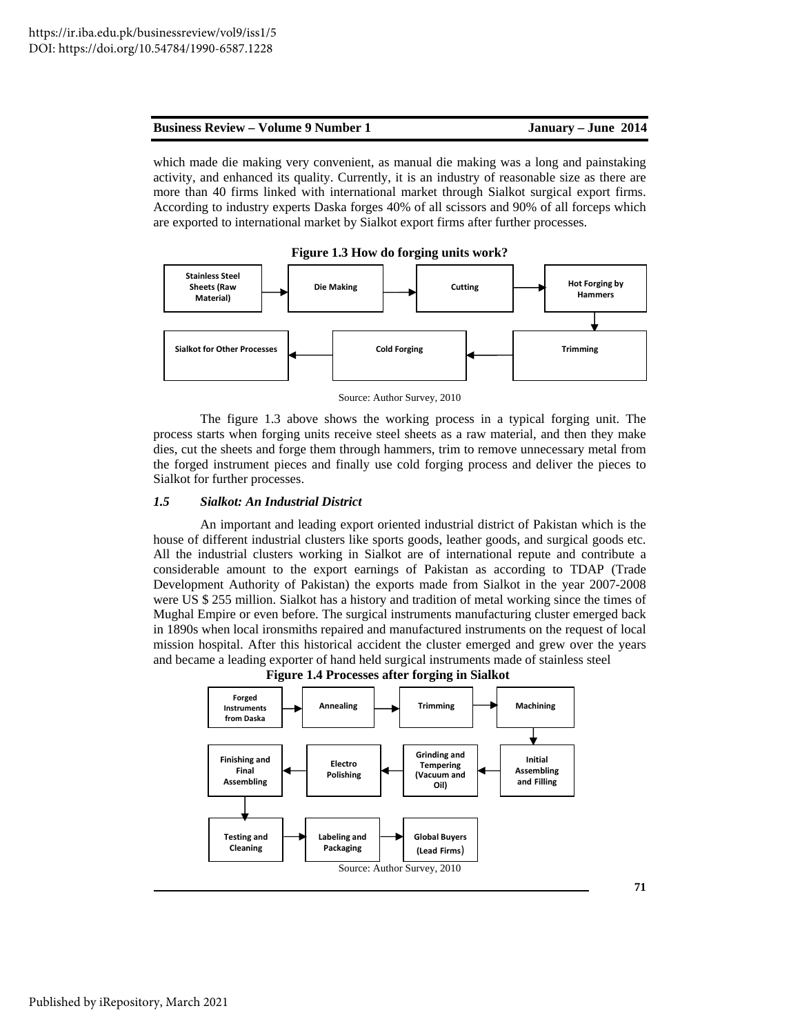which made die making very convenient, as manual die making was a long and painstaking activity, and enhanced its quality. Currently, it is an industry of reasonable size as there are more than 40 firms linked with international market through Sialkot surgical export firms. According to industry experts Daska forges 40% of all scissors and 90% of all forceps which are exported to international market by Sialkot export firms after further processes.

**Figure 1.3 How do forging units work?**

Stainless Steel Sheets (Raw Material) → Die Making → Cutting → Hot Forging by Hammers → Trimming → Cold Forging → Sialkot for Other Processes

Source: Author Survey, 2010

The figure 1.3 above shows the working process in a typical forging unit. The process starts when forging units receive steel sheets as a raw material, and then they make dies, cut the sheets and forge them through hammers, trim to remove unnecessary metal from the forged instrument pieces and finally use cold forging process and deliver the pieces to Sialkot for further processes.

### *1.5 Sialkot: An Industrial District*

An important and leading export oriented industrial district of Pakistan which is the house of different industrial clusters like sports goods, leather goods, and surgical goods etc. All the industrial clusters working in Sialkot are of international repute and contribute a considerable amount to the export earnings of Pakistan as according to TDAP (Trade Development Authority of Pakistan) the exports made from Sialkot in the year 2007-2008 were US $ 255 million. Sialkot has a history and tradition of metal working since the times of Mughal Empire or even before. The surgical instruments manufacturing cluster emerged back in 1890s when local ironsmiths repaired and manufactured instruments on the request of local mission hospital. After this historical accident the cluster emerged and grew over the years and became a leading exporter of hand held surgical instruments made of stainless steel

**Figure 1.4 Processes after forging in Sialkot**

Forged Instruments from Daska → Annealing → Trimming → Machining → Initial Assembling and Filling → Grinding and Tempering (Vacuum and Oil) → Electro Polishing → Finishing and Final Assembling → Testing and Cleaning → Labeling and Packaging → Global Buyers (Lead Firms)

Source: Author Survey, 2010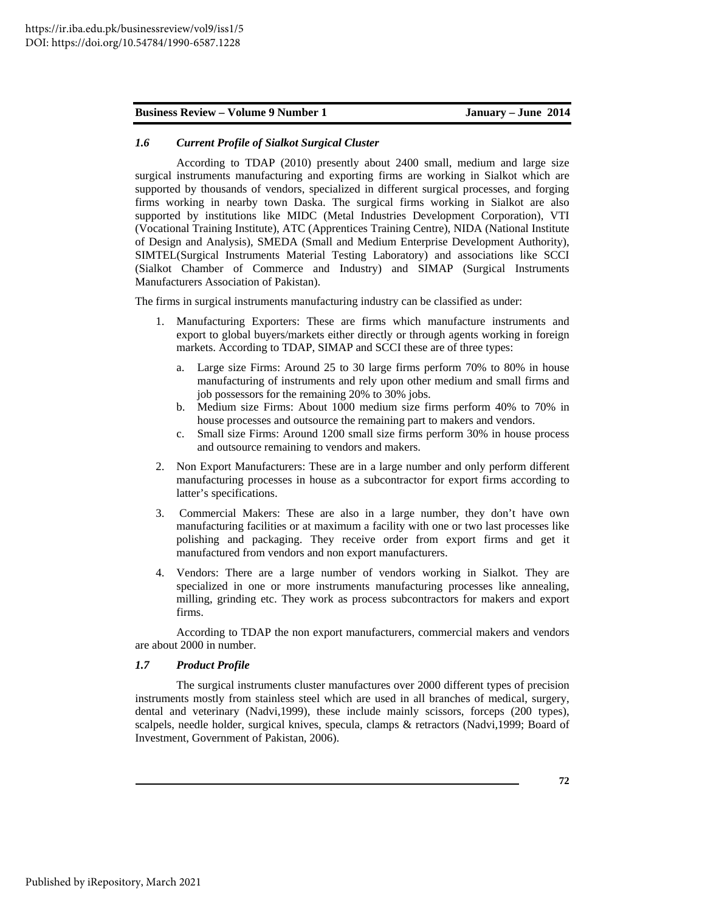### *1.6 Current Profile of Sialkot Surgical Cluster*

According to TDAP (2010) presently about 2400 small, medium and large size surgical instruments manufacturing and exporting firms are working in Sialkot which are supported by thousands of vendors, specialized in different surgical processes, and forging firms working in nearby town Daska. The surgical firms working in Sialkot are also supported by institutions like MIDC (Metal Industries Development Corporation), VTI (Vocational Training Institute), ATC (Apprentices Training Centre), NIDA (National Institute of Design and Analysis), SMEDA (Small and Medium Enterprise Development Authority), SIMTEL(Surgical Instruments Material Testing Laboratory) and associations like SCCI (Sialkot Chamber of Commerce and Industry) and SIMAP (Surgical Instruments Manufacturers Association of Pakistan).

The firms in surgical instruments manufacturing industry can be classified as under:

1. Manufacturing Exporters: These are firms which manufacture instruments and export to global buyers/markets either directly or through agents working in foreign markets. According to TDAP, SIMAP and SCCI these are of three types:
   a. Large size Firms: Around 25 to 30 large firms perform 70% to 80% in house manufacturing of instruments and rely upon other medium and small firms and job possessors for the remaining 20% to 30% jobs.
   b. Medium size Firms: About 1000 medium size firms perform 40% to 70% in house processes and outsource the remaining part to makers and vendors.
   c. Small size Firms: Around 1200 small size firms perform 30% in house process and outsource remaining to vendors and makers.
2. Non Export Manufacturers: These are in a large number and only perform different manufacturing processes in house as a subcontractor for export firms according to latter's specifications.
3. Commercial Makers: These are also in a large number, they don't have own manufacturing facilities or at maximum a facility with one or two last processes like polishing and packaging. They receive order from export firms and get it manufactured from vendors and non export manufacturers.
4. Vendors: There are a large number of vendors working in Sialkot. They are specialized in one or more instruments manufacturing processes like annealing, milling, grinding etc. They work as process subcontractors for makers and export firms.

According to TDAP the non export manufacturers, commercial makers and vendors are about 2000 in number.

### *1.7 Product Profile*

The surgical instruments cluster manufactures over 2000 different types of precision instruments mostly from stainless steel which are used in all branches of medical, surgery, dental and veterinary (Nadvi,1999), these include mainly scissors, forceps (200 types), scalpels, needle holder, surgical knives, specula, clamps & retractors (Nadvi,1999; Board of Investment, Government of Pakistan, 2006).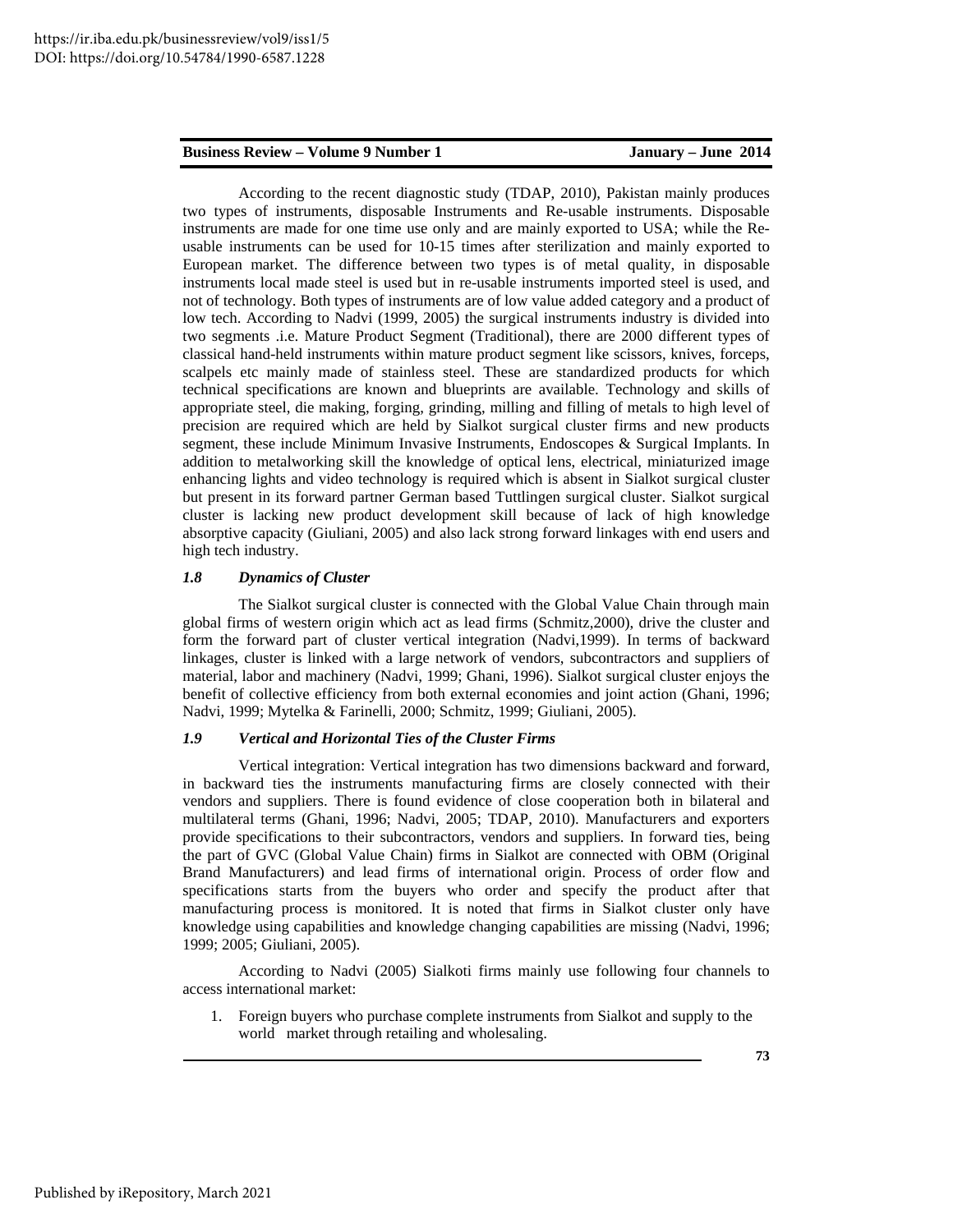According to the recent diagnostic study (TDAP, 2010), Pakistan mainly produces two types of instruments, disposable Instruments and Re-usable instruments. Disposable instruments are made for one time use only and are mainly exported to USA; while the Re-usable instruments can be used for 10-15 times after sterilization and mainly exported to European market. The difference between two types is of metal quality, in disposable instruments local made steel is used but in re-usable instruments imported steel is used, and not of technology. Both types of instruments are of low value added category and a product of low tech. According to Nadvi (1999, 2005) the surgical instruments industry is divided into two segments .i.e. Mature Product Segment (Traditional), there are 2000 different types of classical hand-held instruments within mature product segment like scissors, knives, forceps, scalpels etc mainly made of stainless steel. These are standardized products for which technical specifications are known and blueprints are available. Technology and skills of appropriate steel, die making, forging, grinding, milling and filling of metals to high level of precision are required which are held by Sialkot surgical cluster firms and new products segment, these include Minimum Invasive Instruments, Endoscopes & Surgical Implants. In addition to metalworking skill the knowledge of optical lens, electrical, miniaturized image enhancing lights and video technology is required which is absent in Sialkot surgical cluster but present in its forward partner German based Tuttlingen surgical cluster. Sialkot surgical cluster is lacking new product development skill because of lack of high knowledge absorptive capacity (Giuliani, 2005) and also lack strong forward linkages with end users and high tech industry.

### *1.8 Dynamics of Cluster*

The Sialkot surgical cluster is connected with the Global Value Chain through main global firms of western origin which act as lead firms (Schmitz,2000), drive the cluster and form the forward part of cluster vertical integration (Nadvi,1999). In terms of backward linkages, cluster is linked with a large network of vendors, subcontractors and suppliers of material, labor and machinery (Nadvi, 1999; Ghani, 1996). Sialkot surgical cluster enjoys the benefit of collective efficiency from both external economies and joint action (Ghani, 1996; Nadvi, 1999; Mytelka & Farinelli, 2000; Schmitz, 1999; Giuliani, 2005).

### *1.9 Vertical and Horizontal Ties of the Cluster Firms*

Vertical integration: Vertical integration has two dimensions backward and forward, in backward ties the instruments manufacturing firms are closely connected with their vendors and suppliers. There is found evidence of close cooperation both in bilateral and multilateral terms (Ghani, 1996; Nadvi, 2005; TDAP, 2010). Manufacturers and exporters provide specifications to their subcontractors, vendors and suppliers. In forward ties, being the part of GVC (Global Value Chain) firms in Sialkot are connected with OBM (Original Brand Manufacturers) and lead firms of international origin. Process of order flow and specifications starts from the buyers who order and specify the product after that manufacturing process is monitored. It is noted that firms in Sialkot cluster only have knowledge using capabilities and knowledge changing capabilities are missing (Nadvi, 1996; 1999; 2005; Giuliani, 2005).

According to Nadvi (2005) Sialkoti firms mainly use following four channels to access international market:

1. Foreign buyers who purchase complete instruments from Sialkot and supply to the world market through retailing and wholesaling.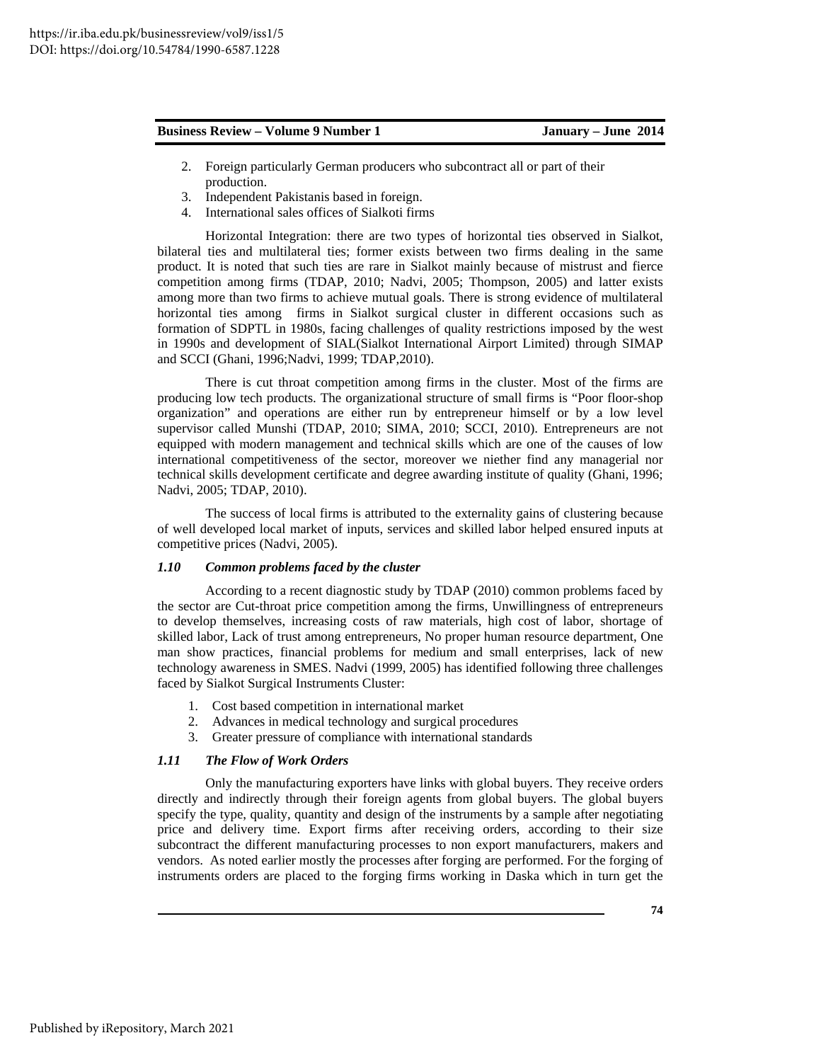2. Foreign particularly German producers who subcontract all or part of their production.
3. Independent Pakistanis based in foreign.
4. International sales offices of Sialkoti firms

Horizontal Integration: there are two types of horizontal ties observed in Sialkot, bilateral ties and multilateral ties; former exists between two firms dealing in the same product. It is noted that such ties are rare in Sialkot mainly because of mistrust and fierce competition among firms (TDAP, 2010; Nadvi, 2005; Thompson, 2005) and latter exists among more than two firms to achieve mutual goals. There is strong evidence of multilateral horizontal ties among firms in Sialkot surgical cluster in different occasions such as formation of SDPTL in 1980s, facing challenges of quality restrictions imposed by the west in 1990s and development of SIAL(Sialkot International Airport Limited) through SIMAP and SCCI (Ghani, 1996;Nadvi, 1999; TDAP,2010).

There is cut throat competition among firms in the cluster. Most of the firms are producing low tech products. The organizational structure of small firms is "Poor floor-shop organization" and operations are either run by entrepreneur himself or by a low level supervisor called Munshi (TDAP, 2010; SIMA, 2010; SCCI, 2010). Entrepreneurs are not equipped with modern management and technical skills which are one of the causes of low international competitiveness of the sector, moreover we niether find any managerial nor technical skills development certificate and degree awarding institute of quality (Ghani, 1996; Nadvi, 2005; TDAP, 2010).

The success of local firms is attributed to the externality gains of clustering because of well developed local market of inputs, services and skilled labor helped ensured inputs at competitive prices (Nadvi, 2005).

### *1.10 Common problems faced by the cluster*

According to a recent diagnostic study by TDAP (2010) common problems faced by the sector are Cut-throat price competition among the firms, Unwillingness of entrepreneurs to develop themselves, increasing costs of raw materials, high cost of labor, shortage of skilled labor, Lack of trust among entrepreneurs, No proper human resource department, One man show practices, financial problems for medium and small enterprises, lack of new technology awareness in SMES. Nadvi (1999, 2005) has identified following three challenges faced by Sialkot Surgical Instruments Cluster:

1. Cost based competition in international market
2. Advances in medical technology and surgical procedures
3. Greater pressure of compliance with international standards

### *1.11 The Flow of Work Orders*

Only the manufacturing exporters have links with global buyers. They receive orders directly and indirectly through their foreign agents from global buyers. The global buyers specify the type, quality, quantity and design of the instruments by a sample after negotiating price and delivery time. Export firms after receiving orders, according to their size subcontract the different manufacturing processes to non export manufacturers, makers and vendors. As noted earlier mostly the processes after forging are performed. For the forging of instruments orders are placed to the forging firms working in Daska which in turn get the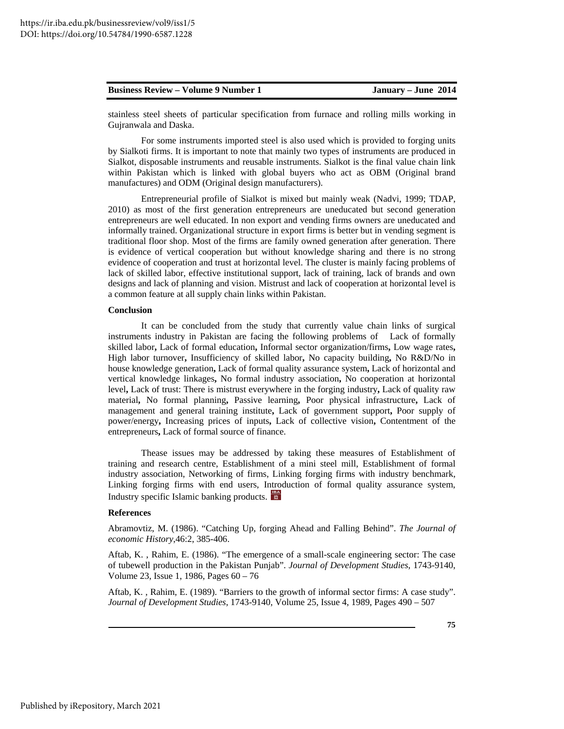stainless steel sheets of particular specification from furnace and rolling mills working in Gujranwala and Daska.

For some instruments imported steel is also used which is provided to forging units by Sialkoti firms. It is important to note that mainly two types of instruments are produced in Sialkot, disposable instruments and reusable instruments. Sialkot is the final value chain link within Pakistan which is linked with global buyers who act as OBM (Original brand manufactures) and ODM (Original design manufacturers).

Entrepreneurial profile of Sialkot is mixed but mainly weak (Nadvi, 1999; TDAP, 2010) as most of the first generation entrepreneurs are uneducated but second generation entrepreneurs are well educated. In non export and vending firms owners are uneducated and informally trained. Organizational structure in export firms is better but in vending segment is traditional floor shop. Most of the firms are family owned generation after generation. There is evidence of vertical cooperation but without knowledge sharing and there is no strong evidence of cooperation and trust at horizontal level. The cluster is mainly facing problems of lack of skilled labor, effective institutional support, lack of training, lack of brands and own designs and lack of planning and vision. Mistrust and lack of cooperation at horizontal level is a common feature at all supply chain links within Pakistan.

**Conclusion**

It can be concluded from the study that currently value chain links of surgical instruments industry in Pakistan are facing the following problems of Lack of formally skilled labor**,** Lack of formal education**,** Informal sector organization/firms**,** Low wage rates**,** High labor turnover**,** Insufficiency of skilled labor**,** No capacity building**,** No R&D/No in house knowledge generation**,** Lack of formal quality assurance system**,** Lack of horizontal and vertical knowledge linkages**,** No formal industry association**,** No cooperation at horizontal level**,** Lack of trust: There is mistrust everywhere in the forging industry**,** Lack of quality raw material**,** No formal planning**,** Passive learning**,** Poor physical infrastructure**,** Lack of management and general training institute**,** Lack of government support**,** Poor supply of power/energy**,** Increasing prices of inputs**,** Lack of collective vision**,** Contentment of the entrepreneurs**,** Lack of formal source of finance.

Thease issues may be addressed by taking these measures of Establishment of training and research centre, Establishment of a mini steel mill, Establishment of formal industry association, Networking of firms, Linking forging firms with industry benchmark, Linking forging firms with end users, Introduction of formal quality assurance system, Industry specific Islamic banking products.

**References**

Abramovtiz, M. (1986). "Catching Up, forging Ahead and Falling Behind". *The Journal of economic History*,46:2, 385-406.

Aftab, K. , Rahim, E. (1986). "The emergence of a small-scale engineering sector: The case of tubewell production in the Pakistan Punjab". *Journal of Development Studies*, 1743-9140, Volume 23, Issue 1, 1986, Pages 60 – 76

Aftab, K. , Rahim, E. (1989). "Barriers to the growth of informal sector firms: A case study". *Journal of Development Studies*, 1743-9140, Volume 25, Issue 4, 1989, Pages 490 – 507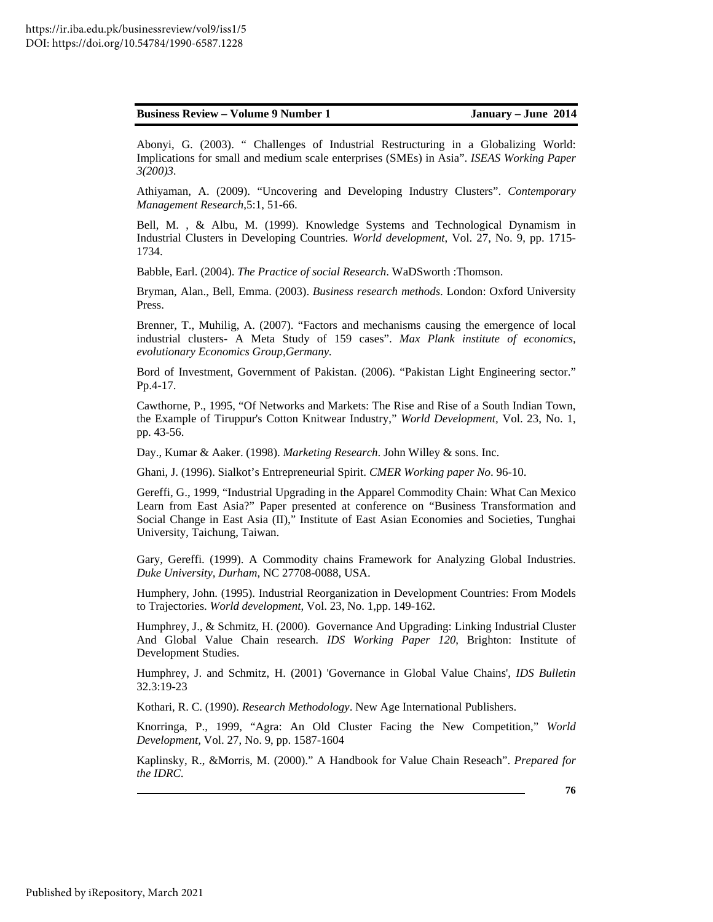Abonyi, G. (2003). " Challenges of Industrial Restructuring in a Globalizing World: Implications for small and medium scale enterprises (SMEs) in Asia". *ISEAS Working Paper 3(200)3*.

Athiyaman, A. (2009). "Uncovering and Developing Industry Clusters". *Contemporary Management Research*,5:1, 51-66.

Bell, M. , & Albu, M. (1999). Knowledge Systems and Technological Dynamism in Industrial Clusters in Developing Countries. *World development*, Vol. 27, No. 9, pp. 1715-1734.

Babble, Earl. (2004). *The Practice of social Research*. WaDSworth :Thomson.

Bryman, Alan., Bell, Emma. (2003). *Business research methods*. London: Oxford University Press.

Brenner, T., Muhilig, A. (2007). "Factors and mechanisms causing the emergence of local industrial clusters- A Meta Study of 159 cases". *Max Plank institute of economics, evolutionary Economics Group,Germany.*

Bord of Investment, Government of Pakistan. (2006). "Pakistan Light Engineering sector." Pp.4-17.

Cawthorne, P., 1995, "Of Networks and Markets: The Rise and Rise of a South Indian Town, the Example of Tiruppur's Cotton Knitwear Industry," *World Development*, Vol. 23, No. 1, pp. 43-56.

Day., Kumar & Aaker. (1998). *Marketing Research*. John Willey & sons. Inc.

Ghani, J. (1996). Sialkot's Entrepreneurial Spirit. *CMER Working paper No*. 96-10.

Gereffi, G., 1999, "Industrial Upgrading in the Apparel Commodity Chain: What Can Mexico Learn from East Asia?" Paper presented at conference on "Business Transformation and Social Change in East Asia (II)," Institute of East Asian Economies and Societies, Tunghai University, Taichung, Taiwan.

Gary, Gereffi. (1999). A Commodity chains Framework for Analyzing Global Industries. *Duke University, Durham*, NC 27708-0088, USA.

Humphery, John. (1995). Industrial Reorganization in Development Countries: From Models to Trajectories. *World development*, Vol. 23, No. 1,pp. 149-162.

Humphrey, J., & Schmitz, H. (2000). Governance And Upgrading: Linking Industrial Cluster And Global Value Chain research. *IDS Working Paper 120*, Brighton: Institute of Development Studies.

Humphrey, J. and Schmitz, H. (2001) 'Governance in Global Value Chains', *IDS Bulletin* 32.3:19-23

Kothari, R. C. (1990). *Research Methodology*. New Age International Publishers.

Knorringa, P., 1999, "Agra: An Old Cluster Facing the New Competition," *World Development*, Vol. 27, No. 9, pp. 1587-1604

Kaplinsky, R., &Morris, M. (2000)." A Handbook for Value Chain Reseach". *Prepared for the IDRC.*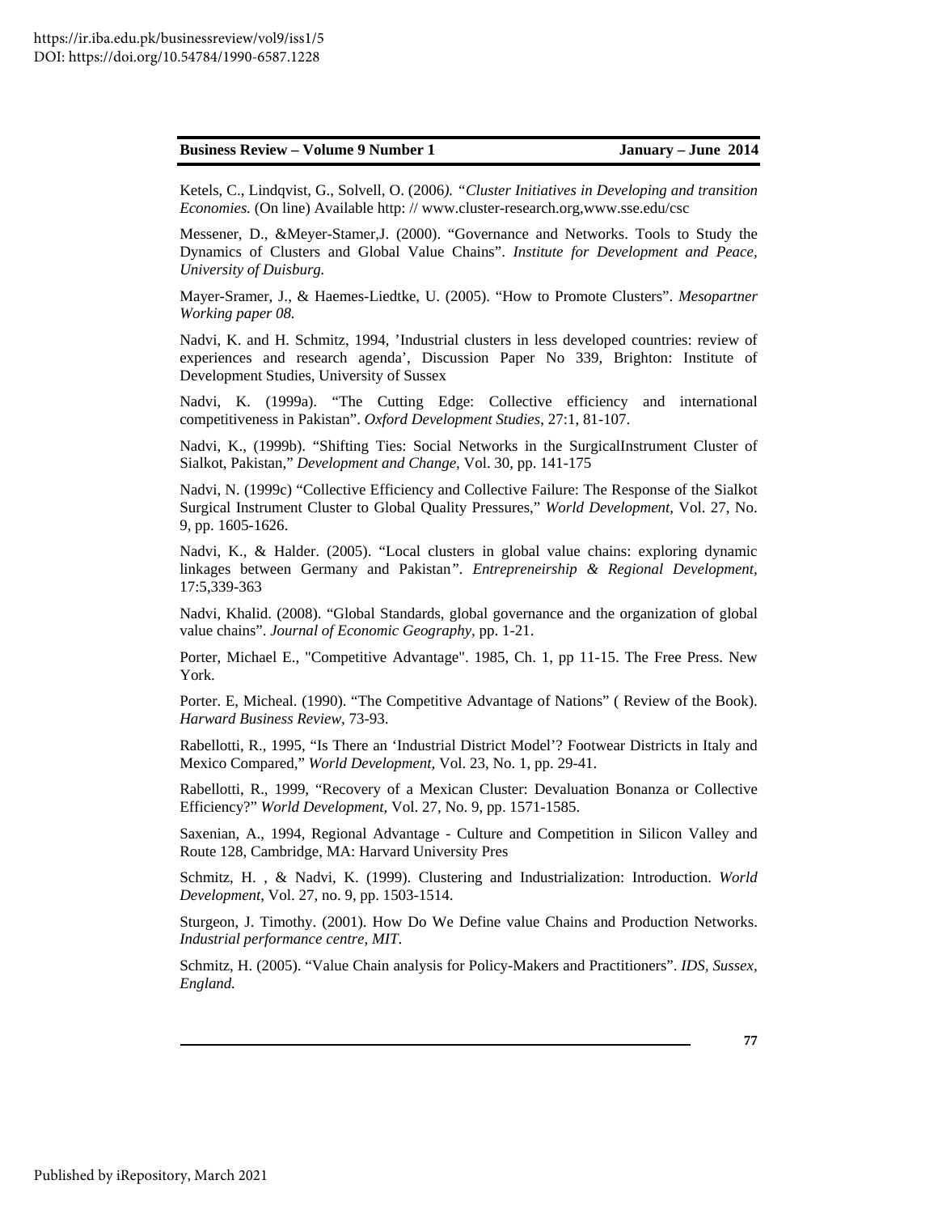Ketels, C., Lindqvist, G., Solvell, O. (2006*). "Cluster Initiatives in Developing and transition Economies.* (On line) Available http: // www.cluster-research.org,www.sse.edu/csc

Messener, D., &Meyer-Stamer,J. (2000). "Governance and Networks. Tools to Study the Dynamics of Clusters and Global Value Chains". *Institute for Development and Peace, University of Duisburg.*

Mayer-Sramer, J., & Haemes-Liedtke, U. (2005). "How to Promote Clusters". *Mesopartner Working paper 08.*

Nadvi, K. and H. Schmitz, 1994, 'Industrial clusters in less developed countries: review of experiences and research agenda', Discussion Paper No 339, Brighton: Institute of Development Studies, University of Sussex

Nadvi, K. (1999a). "The Cutting Edge: Collective efficiency and international competitiveness in Pakistan". *Oxford Development Studies*, 27:1, 81-107.

Nadvi, K., (1999b). "Shifting Ties: Social Networks in the SurgicalInstrument Cluster of Sialkot, Pakistan," *Development and Change*, Vol. 30, pp. 141-175

Nadvi, N. (1999c) "Collective Efficiency and Collective Failure: The Response of the Sialkot Surgical Instrument Cluster to Global Quality Pressures," *World Development,* Vol. 27, No. 9, pp. 1605-1626.

Nadvi, K., & Halder. (2005). "Local clusters in global value chains: exploring dynamic linkages between Germany and Pakistan". *Entrepreneirship & Regional Development,* 17:5,339-363

Nadvi, Khalid. (2008). "Global Standards, global governance and the organization of global value chains". *Journal of Economic Geography,* pp. 1-21.

Porter, Michael E., "Competitive Advantage". 1985, Ch. 1, pp 11-15. The Free Press. New York.

Porter. E, Micheal. (1990). "The Competitive Advantage of Nations" ( Review of the Book). *Harward Business Review*, 73-93.

Rabellotti, R., 1995, "Is There an 'Industrial District Model'? Footwear Districts in Italy and Mexico Compared," *World Development,* Vol. 23, No. 1, pp. 29-41.

Rabellotti, R., 1999, "Recovery of a Mexican Cluster: Devaluation Bonanza or Collective Efficiency?" *World Development,* Vol. 27, No. 9, pp. 1571-1585.

Saxenian, A., 1994, Regional Advantage - Culture and Competition in Silicon Valley and Route 128, Cambridge, MA: Harvard University Pres

Schmitz, H. , & Nadvi, K. (1999). Clustering and Industrialization: Introduction. *World Development*, Vol. 27, no. 9, pp. 1503-1514.

Sturgeon, J. Timothy. (2001). How Do We Define value Chains and Production Networks. *Industrial performance centre, MIT.*

Schmitz, H. (2005). "Value Chain analysis for Policy-Makers and Practitioners". *IDS, Sussex, England.*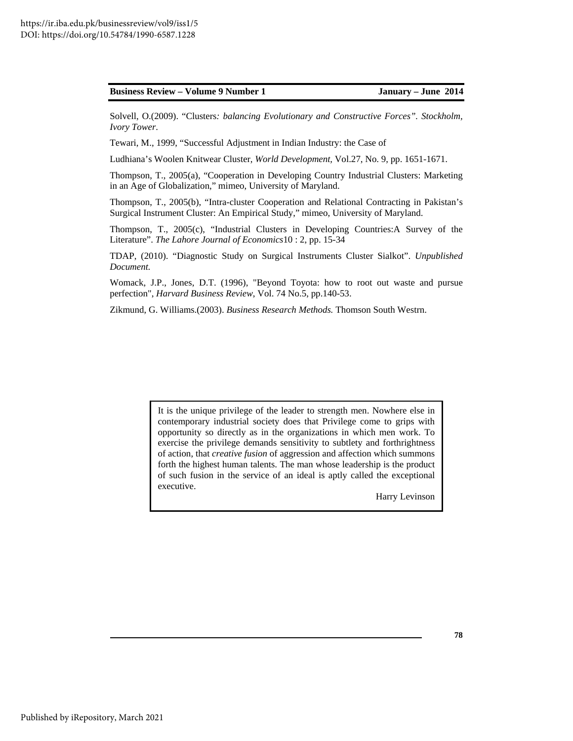Solvell, O.(2009). "Clusters*: balancing Evolutionary and Constructive Forces". Stockholm, Ivory Tower*.

Tewari, M., 1999, "Successful Adjustment in Indian Industry: the Case of

Ludhiana's Woolen Knitwear Cluster, *World Development,* Vol.27, No. 9, pp. 1651-1671.

Thompson, T., 2005(a), "Cooperation in Developing Country Industrial Clusters: Marketing in an Age of Globalization," mimeo, University of Maryland.

Thompson, T., 2005(b), "Intra-cluster Cooperation and Relational Contracting in Pakistan's Surgical Instrument Cluster: An Empirical Study," mimeo, University of Maryland.

Thompson, T., 2005(c), "Industrial Clusters in Developing Countries:A Survey of the Literature". *The Lahore Journal of Economics*10 : 2, pp. 15-34

TDAP, (2010). "Diagnostic Study on Surgical Instruments Cluster Sialkot". *Unpublished Document.*

Womack, J.P., Jones, D.T. (1996), "Beyond Toyota: how to root out waste and pursue perfection", *Harvard Business Review*, Vol. 74 No.5, pp.140-53.

Zikmund, G. Williams.(2003). *Business Research Methods.* Thomson South Westrn.

> It is the unique privilege of the leader to strength men. Nowhere else in contemporary industrial society does that Privilege come to grips with opportunity so directly as in the organizations in which men work. To exercise the privilege demands sensitivity to subtlety and forthrightness of action, that *creative fusion* of aggression and affection which summons forth the highest human talents. The man whose leadership is the product of such fusion in the service of an ideal is aptly called the exceptional executive.
>
> Harry Levinson